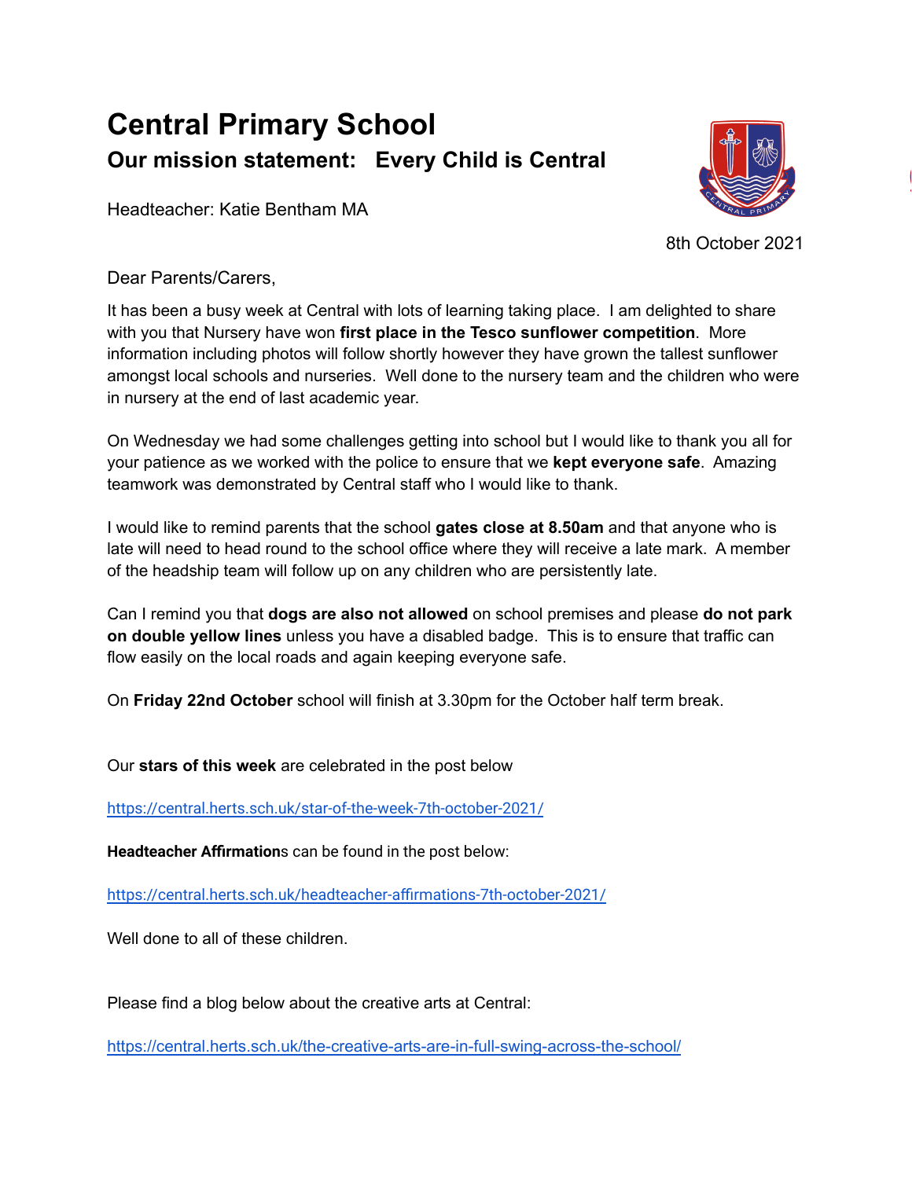# Central Primary School

## Our mission statement: Every Child is Central

Headteacher: Katie Bentham MA

8th October 2021

Dear Parents/Carers,

It has been a busy week at Central with lots of learning taking place. I am delighted to share with you that Nursery have won **first place in the Tesco sunflower competition**. More information including photos will follow shortly however they have grown the tallest sunflower amongst local schools and nurseries. Well done to the nursery team and the children who were in nursery at the end of last academic year.

On Wednesday we had some challenges getting into school but I would like to thank you all for your patience as we worked with the police to ensure that we **kept everyone safe**. Amazing teamwork was demonstrated by Central staff who I would like to thank.

I would like to remind parents that the school **gates close at 8.50am** and that anyone who is late will need to head round to the school office where they will receive a late mark. A member of the headship team will follow up on any children who are persistently late.

Can I remind you that **dogs are also not allowed** on school premises and please **do not park on double yellow lines** unless you have a disabled badge. This is to ensure that traffic can flow easily on the local roads and again keeping everyone safe.

On **Friday 22nd October** school will finish at 3.30pm for the October half term break.

Our **stars of this week** are celebrated in the post below

https://central.herts.sch.uk/star-of-the-week-7th-october-2021/

**Headteacher Affirmation**s can be found in the post below:

https://central.herts.sch.uk/headteacher-affirmations-7th-october-2021/

Well done to all of these children.

Please find a blog below about the creative arts at Central:

https://central.herts.sch.uk/the-creative-arts-are-in-full-swing-across-the-school/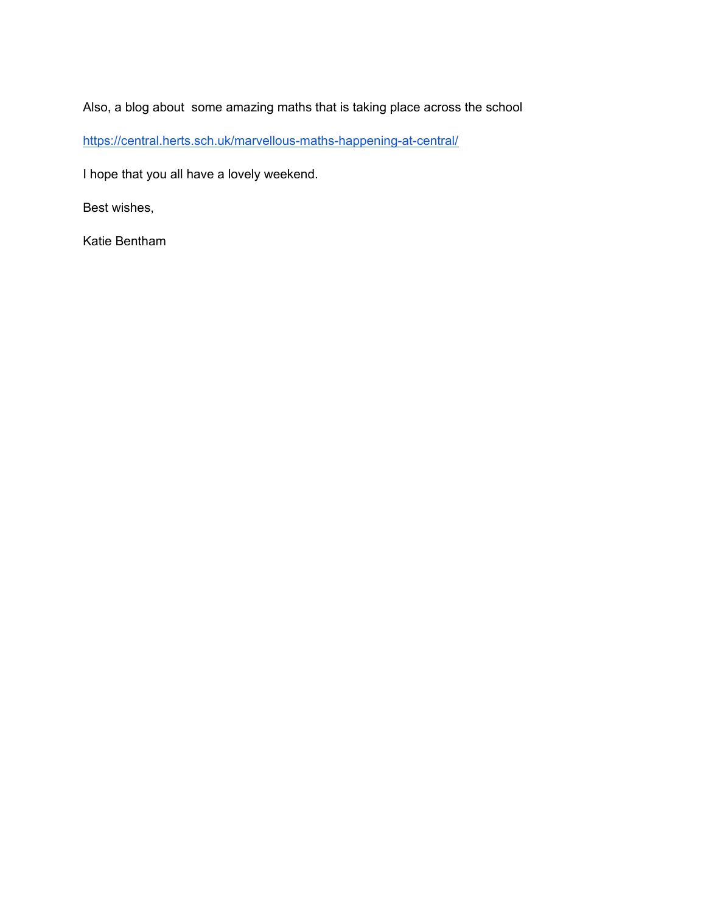Also, a blog about  some amazing maths that is taking place across the school

https://central.herts.sch.uk/marvellous-maths-happening-at-central/

I hope that you all have a lovely weekend.

Best wishes,

Katie Bentham